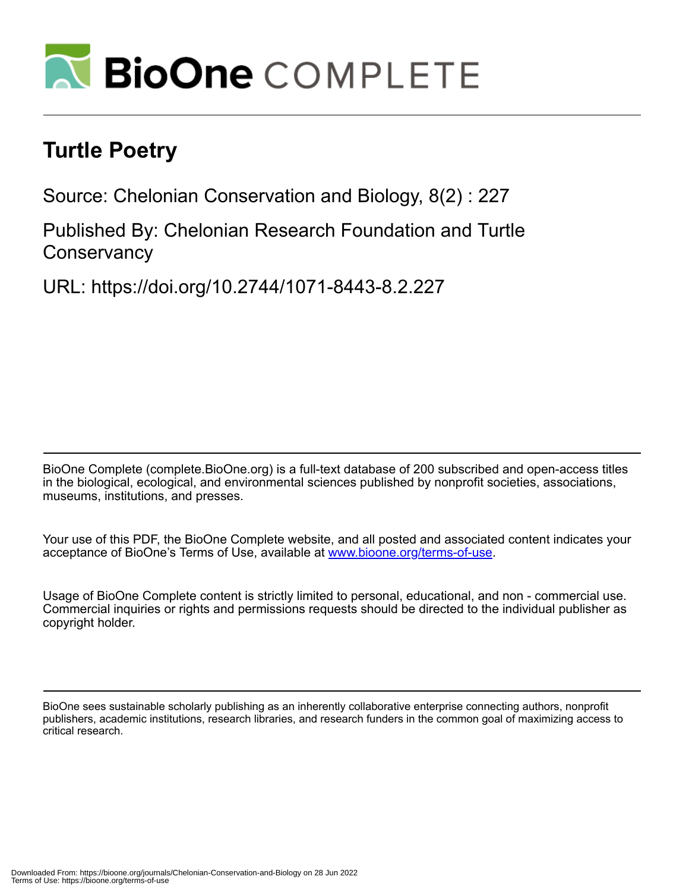# Turtle Poetry

Source: Chelonian Conservation and Biology, 8(2) : 227

Published By: Chelonian Research Foundation and Turtle Conservancy

URL: https://doi.org/10.2744/1071-8443-8.2.227

BioOne Complete (complete.BioOne.org) is a full-text database of 200 subscribed and open-access titles in the biological, ecological, and environmental sciences published by nonprofit societies, associations, museums, institutions, and presses.

Your use of this PDF, the BioOne Complete website, and all posted and associated content indicates your acceptance of BioOne's Terms of Use, available at www.bioone.org/terms-of-use.

Usage of BioOne Complete content is strictly limited to personal, educational, and non - commercial use. Commercial inquiries or rights and permissions requests should be directed to the individual publisher as copyright holder.

BioOne sees sustainable scholarly publishing as an inherently collaborative enterprise connecting authors, nonprofit publishers, academic institutions, research libraries, and research funders in the common goal of maximizing access to critical research.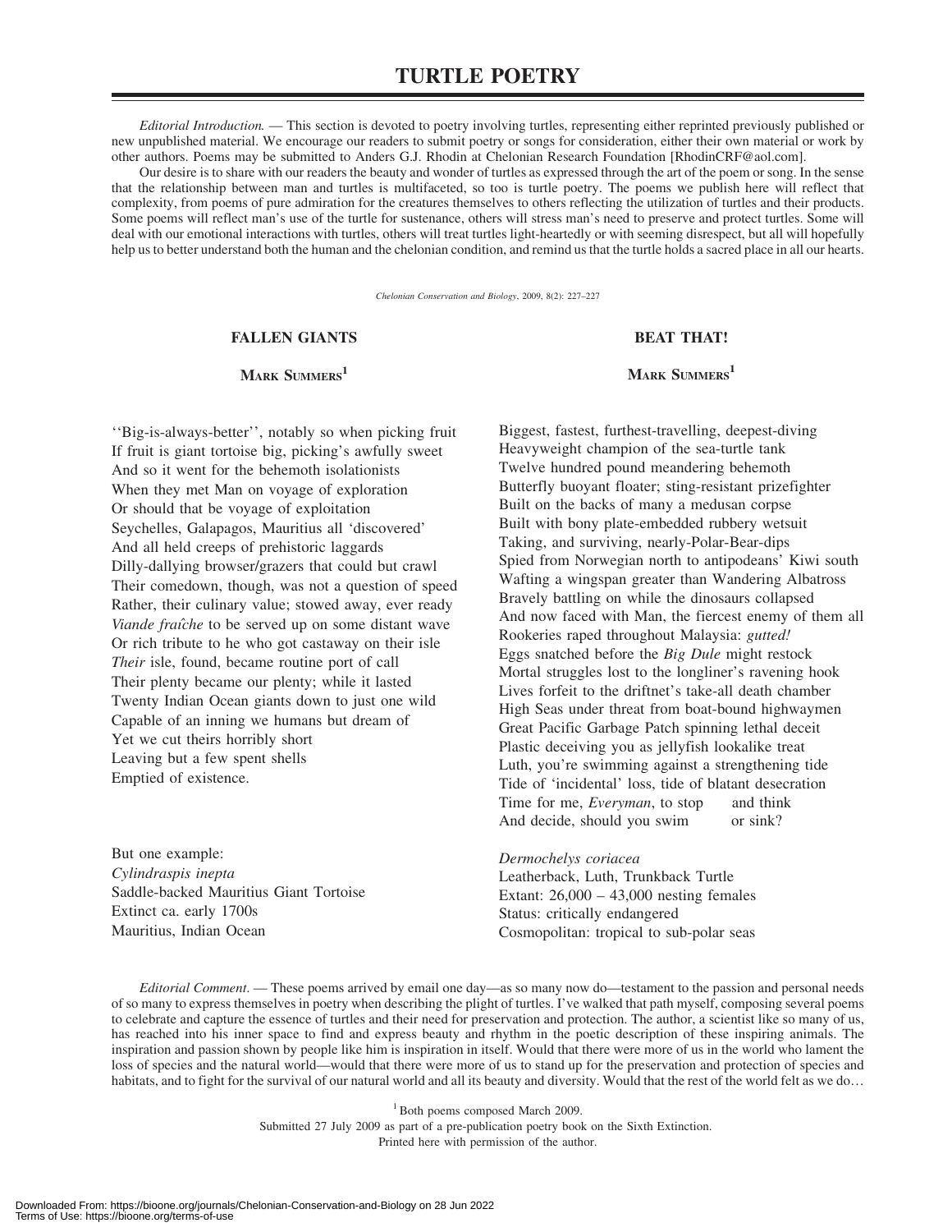# TURTLE POETRY

*Editorial Introduction.* — This section is devoted to poetry involving turtles, representing either reprinted previously published or new unpublished material. We encourage our readers to submit poetry or songs for consideration, either their own material or work by other authors. Poems may be submitted to Anders G.J. Rhodin at Chelonian Research Foundation [RhodinCRF@aol.com].

Our desire is to share with our readers the beauty and wonder of turtles as expressed through the art of the poem or song. In the sense that the relationship between man and turtles is multifaceted, so too is turtle poetry. The poems we publish here will reflect that complexity, from poems of pure admiration for the creatures themselves to others reflecting the utilization of turtles and their products. Some poems will reflect man's use of the turtle for sustenance, others will stress man's need to preserve and protect turtles. Some will deal with our emotional interactions with turtles, others will treat turtles light-heartedly or with seeming disrespect, but all will hopefully help us to better understand both the human and the chelonian condition, and remind us that the turtle holds a sacred place in all our hearts.

## FALLEN GIANTS

**Mark Summers**[1]

''Big-is-always-better'', notably so when picking fruit
If fruit is giant tortoise big, picking's awfully sweet
And so it went for the behemoth isolationists
When they met Man on voyage of exploration
Or should that be voyage of exploitation
Seychelles, Galapagos, Mauritius all 'discovered'
And all held creeps of prehistoric laggards
Dilly-dallying browser/grazers that could but crawl
Their comedown, though, was not a question of speed
Rather, their culinary value; stowed away, ever ready
*Viande fraîche* to be served up on some distant wave
Or rich tribute to he who got castaway on their isle
*Their* isle, found, became routine port of call
Their plenty became our plenty; while it lasted
Twenty Indian Ocean giants down to just one wild
Capable of an inning we humans but dream of
Yet we cut theirs horribly short
Leaving but a few spent shells
Emptied of existence.

But one example:
*Cylindraspis inepta*
Saddle-backed Mauritius Giant Tortoise
Extinct ca. early 1700s
Mauritius, Indian Ocean

## BEAT THAT!

**Mark Summers**[1]

Biggest, fastest, furthest-travelling, deepest-diving
Heavyweight champion of the sea-turtle tank
Twelve hundred pound meandering behemoth
Butterfly buoyant floater; sting-resistant prizefighter
Built on the backs of many a medusan corpse
Built with bony plate-embedded rubbery wetsuit
Taking, and surviving, nearly-Polar-Bear-dips
Spied from Norwegian north to antipodeans' Kiwi south
Wafting a wingspan greater than Wandering Albatross
Bravely battling on while the dinosaurs collapsed
And now faced with Man, the fiercest enemy of them all
Rookeries raped throughout Malaysia: *gutted!*
Eggs snatched before the *Big Dule* might restock
Mortal struggles lost to the longliner's ravening hook
Lives forfeit to the driftnet's take-all death chamber
High Seas under threat from boat-bound highwaymen
Great Pacific Garbage Patch spinning lethal deceit
Plastic deceiving you as jellyfish lookalike treat
Luth, you're swimming against a strengthening tide
Tide of 'incidental' loss, tide of blatant desecration
Time for me, *Everyman*, to stop and think
And decide, should you swim or sink?

*Dermochelys coriacea*
Leatherback, Luth, Trunkback Turtle
Extant: 26,000 – 43,000 nesting females
Status: critically endangered
Cosmopolitan: tropical to sub-polar seas

*Editorial Comment*. — These poems arrived by email one day—as so many now do—testament to the passion and personal needs of so many to express themselves in poetry when describing the plight of turtles. I've walked that path myself, composing several poems to celebrate and capture the essence of turtles and their need for preservation and protection. The author, a scientist like so many of us, has reached into his inner space to find and express beauty and rhythm in the poetic description of these inspiring animals. The inspiration and passion shown by people like him is inspiration in itself. Would that there were more of us in the world who lament the loss of species and the natural world—would that there were more of us to stand up for the preservation and protection of species and habitats, and to fight for the survival of our natural world and all its beauty and diversity. Would that the rest of the world felt as we do…

[1] Both poems composed March 2009.
Submitted 27 July 2009 as part of a pre-publication poetry book on the Sixth Extinction.
Printed here with permission of the author.